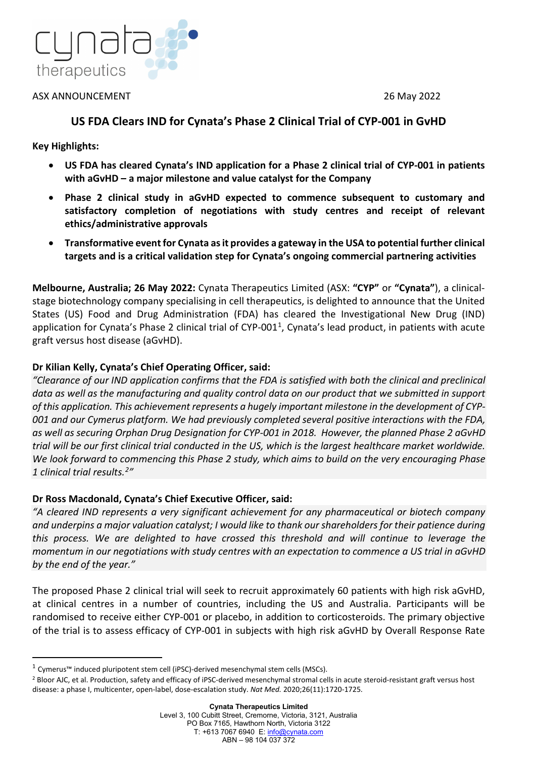ASX ANNOUNCEMENT 26 May 2022

# US FDA Clears IND for Cynata's Phase 2 Clinical Trial of CYP-001 in GvHD

**Key Highlights:**

- **US FDA has cleared Cynata's IND application for a Phase 2 clinical trial of CYP-001 in patients with aGvHD – a major milestone and value catalyst for the Company**
- **Phase 2 clinical study in aGvHD expected to commence subsequent to customary and satisfactory completion of negotiations with study centres and receipt of relevant ethics/administrative approvals**
- **Transformative event for Cynata as it provides a gateway in the USA to potential further clinical targets and is a critical validation step for Cynata's ongoing commercial partnering activities**

**Melbourne, Australia; 26 May 2022:** Cynata Therapeutics Limited (ASX: **"CYP"** or **"Cynata"**), a clinical-stage biotechnology company specialising in cell therapeutics, is delighted to announce that the United States (US) Food and Drug Administration (FDA) has cleared the Investigational New Drug (IND) application for Cynata's Phase 2 clinical trial of CYP-001[1], Cynata's lead product, in patients with acute graft versus host disease (aGvHD).

**Dr Kilian Kelly, Cynata's Chief Operating Officer, said:**

*"Clearance of our IND application confirms that the FDA is satisfied with both the clinical and preclinical data as well as the manufacturing and quality control data on our product that we submitted in support of this application. This achievement represents a hugely important milestone in the development of CYP-001 and our Cymerus platform. We had previously completed several positive interactions with the FDA, as well as securing Orphan Drug Designation for CYP-001 in 2018. However, the planned Phase 2 aGvHD trial will be our first clinical trial conducted in the US, which is the largest healthcare market worldwide. We look forward to commencing this Phase 2 study, which aims to build on the very encouraging Phase 1 clinical trial results.[2]"*

**Dr Ross Macdonald, Cynata's Chief Executive Officer, said:**

*"A cleared IND represents a very significant achievement for any pharmaceutical or biotech company and underpins a major valuation catalyst; I would like to thank our shareholders for their patience during this process. We are delighted to have crossed this threshold and will continue to leverage the momentum in our negotiations with study centres with an expectation to commence a US trial in aGvHD by the end of the year."*

The proposed Phase 2 clinical trial will seek to recruit approximately 60 patients with high risk aGvHD, at clinical centres in a number of countries, including the US and Australia. Participants will be randomised to receive either CYP-001 or placebo, in addition to corticosteroids. The primary objective of the trial is to assess efficacy of CYP-001 in subjects with high risk aGvHD by Overall Response Rate

---

[1] Cymerus™ induced pluripotent stem cell (iPSC)-derived mesenchymal stem cells (MSCs).

[2] Bloor AJC, et al. Production, safety and efficacy of iPSC-derived mesenchymal stromal cells in acute steroid-resistant graft versus host disease: a phase I, multicenter, open-label, dose-escalation study. *Nat Med.* 2020;26(11):1720-1725.

**Cynata Therapeutics Limited**
Level 3, 100 Cubitt Street, Cremorne, Victoria, 3121, Australia
PO Box 7165, Hawthorn North, Victoria 3122
T: +613 7067 6940 E: info@cynata.com
ABN – 98 104 037 372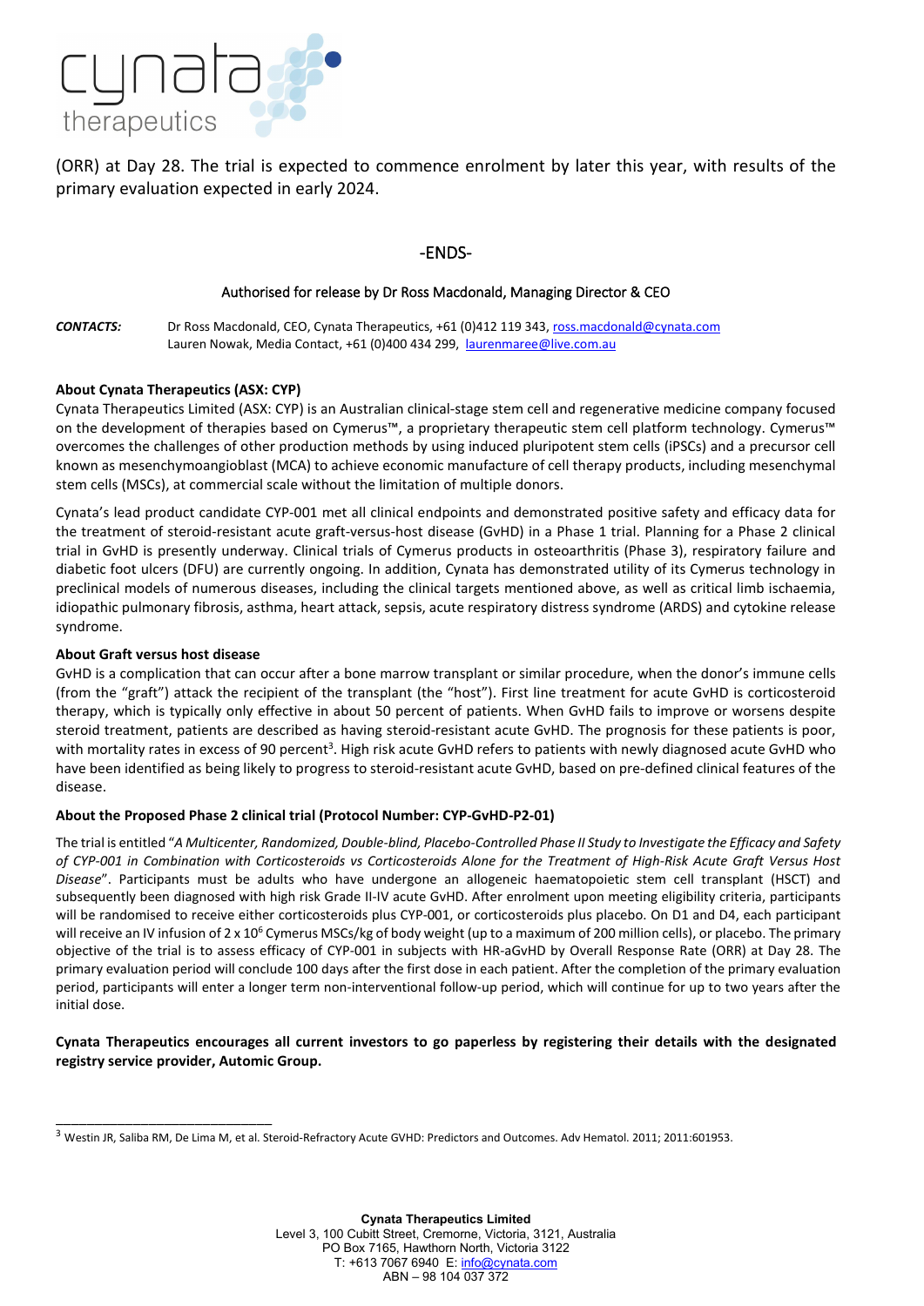(ORR) at Day 28. The trial is expected to commence enrolment by later this year, with results of the primary evaluation expected in early 2024.

-ENDS-

Authorised for release by Dr Ross Macdonald, Managing Director & CEO

***CONTACTS:*** Dr Ross Macdonald, CEO, Cynata Therapeutics, +61 (0)412 119 343, ross.macdonald@cynata.com
Lauren Nowak, Media Contact, +61 (0)400 434 299, laurenmaree@live.com.au

**About Cynata Therapeutics (ASX: CYP)**

Cynata Therapeutics Limited (ASX: CYP) is an Australian clinical-stage stem cell and regenerative medicine company focused on the development of therapies based on Cymerus™, a proprietary therapeutic stem cell platform technology. Cymerus™ overcomes the challenges of other production methods by using induced pluripotent stem cells (iPSCs) and a precursor cell known as mesenchymoangioblast (MCA) to achieve economic manufacture of cell therapy products, including mesenchymal stem cells (MSCs), at commercial scale without the limitation of multiple donors.

Cynata's lead product candidate CYP-001 met all clinical endpoints and demonstrated positive safety and efficacy data for the treatment of steroid-resistant acute graft-versus-host disease (GvHD) in a Phase 1 trial. Planning for a Phase 2 clinical trial in GvHD is presently underway. Clinical trials of Cymerus products in osteoarthritis (Phase 3), respiratory failure and diabetic foot ulcers (DFU) are currently ongoing. In addition, Cynata has demonstrated utility of its Cymerus technology in preclinical models of numerous diseases, including the clinical targets mentioned above, as well as critical limb ischaemia, idiopathic pulmonary fibrosis, asthma, heart attack, sepsis, acute respiratory distress syndrome (ARDS) and cytokine release syndrome.

**About Graft versus host disease**

GvHD is a complication that can occur after a bone marrow transplant or similar procedure, when the donor's immune cells (from the "graft") attack the recipient of the transplant (the "host"). First line treatment for acute GvHD is corticosteroid therapy, which is typically only effective in about 50 percent of patients. When GvHD fails to improve or worsens despite steroid treatment, patients are described as having steroid-resistant acute GvHD. The prognosis for these patients is poor, with mortality rates in excess of 90 percent[3]. High risk acute GvHD refers to patients with newly diagnosed acute GvHD who have been identified as being likely to progress to steroid-resistant acute GvHD, based on pre-defined clinical features of the disease.

**About the Proposed Phase 2 clinical trial (Protocol Number: CYP-GvHD-P2-01)**

The trial is entitled "*A Multicenter, Randomized, Double-blind, Placebo-Controlled Phase II Study to Investigate the Efficacy and Safety of CYP-001 in Combination with Corticosteroids vs Corticosteroids Alone for the Treatment of High-Risk Acute Graft Versus Host Disease*". Participants must be adults who have undergone an allogeneic haematopoietic stem cell transplant (HSCT) and subsequently been diagnosed with high risk Grade II-IV acute GvHD. After enrolment upon meeting eligibility criteria, participants will be randomised to receive either corticosteroids plus CYP-001, or corticosteroids plus placebo. On D1 and D4, each participant will receive an IV infusion of $2 \times 10^6$ Cymerus MSCs/kg of body weight (up to a maximum of 200 million cells), or placebo. The primary objective of the trial is to assess efficacy of CYP-001 in subjects with HR-aGvHD by Overall Response Rate (ORR) at Day 28. The primary evaluation period will conclude 100 days after the first dose in each patient. After the completion of the primary evaluation period, participants will enter a longer term non-interventional follow-up period, which will continue for up to two years after the initial dose.

**Cynata Therapeutics encourages all current investors to go paperless by registering their details with the designated registry service provider, Automic Group.**

[3] Westin JR, Saliba RM, De Lima M, et al. Steroid-Refractory Acute GVHD: Predictors and Outcomes. Adv Hematol. 2011; 2011:601953.

**Cynata Therapeutics Limited**
Level 3, 100 Cubitt Street, Cremorne, Victoria, 3121, Australia
PO Box 7165, Hawthorn North, Victoria 3122
T: +613 7067 6940 E: info@cynata.com
ABN – 98 104 037 372